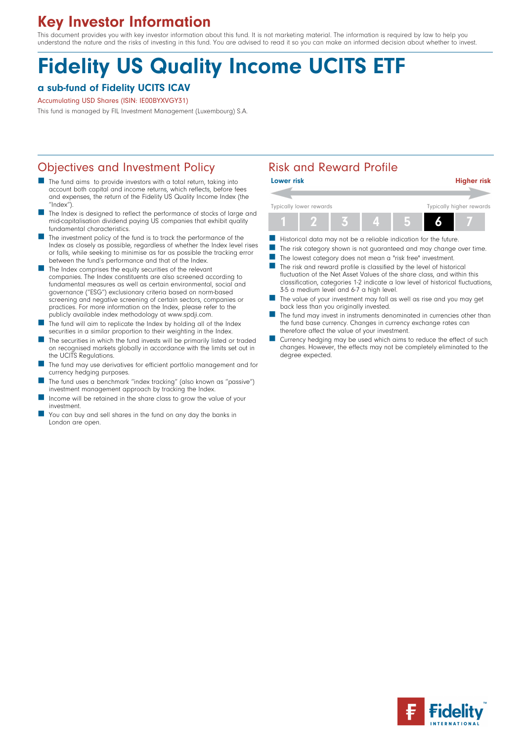# Key Investor Information

This document provides you with key investor information about this fund. It is not marketing material. The information is required by law to help you understand the nature and the risks of investing in this fund. You are advised to read it so you can make an informed decision about whether to invest.

# Fidelity US Quality Income UCITS ETF

### a sub-fund of Fidelity UCITS ICAV

Accumulating USD Shares (ISIN: IE00BYXVGY31)

This fund is managed by FIL Investment Management (Luxembourg) S.A.

## Objectives and Investment Policy

- The fund aims to provide investors with a total return, taking into account both capital and income returns, which reflects, before fees and expenses, the return of the Fidelity US Quality Income Index (the "Index").
- The Index is designed to reflect the performance of stocks of large and mid-capitalisation dividend paying US companies that exhibit quality fundamental characteristics.
- The investment policy of the fund is to track the performance of the Index as closely as possible, regardless of whether the Index level rises or falls, while seeking to minimise as far as possible the tracking error between the fund's performance and that of the Index.
- The Index comprises the equity securities of the relevant companies. The Index constituents are also screened according to fundamental measures as well as certain environmental, social and governance ("ESG") exclusionary criteria based on norm-based screening and negative screening of certain sectors, companies or practices. For more information on the Index, please refer to the publicly available index methodology at www.spdji.com.
- The fund will aim to replicate the Index by holding all of the Index securities in a similar proportion to their weighting in the Index.
- The securities in which the fund invests will be primarily listed or traded on recognised markets globally in accordance with the limits set out in the UCITS Regulations.
- The fund may use derivatives for efficient portfolio management and for currency hedging purposes.
- The fund uses a benchmark "index tracking" (also known as "passive") investment management approach by tracking the Index.
- Income will be retained in the share class to grow the value of your investment.
- You can buy and sell shares in the fund on any day the banks in London are open.

## Risk and Reward Profile

| Lower risk | | | | | | Higher risk |
|---|---|---|---|---|---|---|
| Typically lower rewards | | | | | | Typically higher rewards |
| 1 | 2 | 3 | 4 | 5 | **6** | 7 |

- Historical data may not be a reliable indication for the future.
- The risk category shown is not guaranteed and may change over time.
- The lowest category does not mean a "risk free" investment.
- The risk and reward profile is classified by the level of historical fluctuation of the Net Asset Values of the share class, and within this classification, categories 1-2 indicate a low level of historical fluctuations, 3-5 a medium level and 6-7 a high level.
- The value of your investment may fall as well as rise and you may get back less than you originally invested.
- The fund may invest in instruments denominated in currencies other than the fund base currency. Changes in currency exchange rates can therefore affect the value of your investment.
- Currency hedging may be used which aims to reduce the effect of such changes. However, the effects may not be completely eliminated to the degree expected.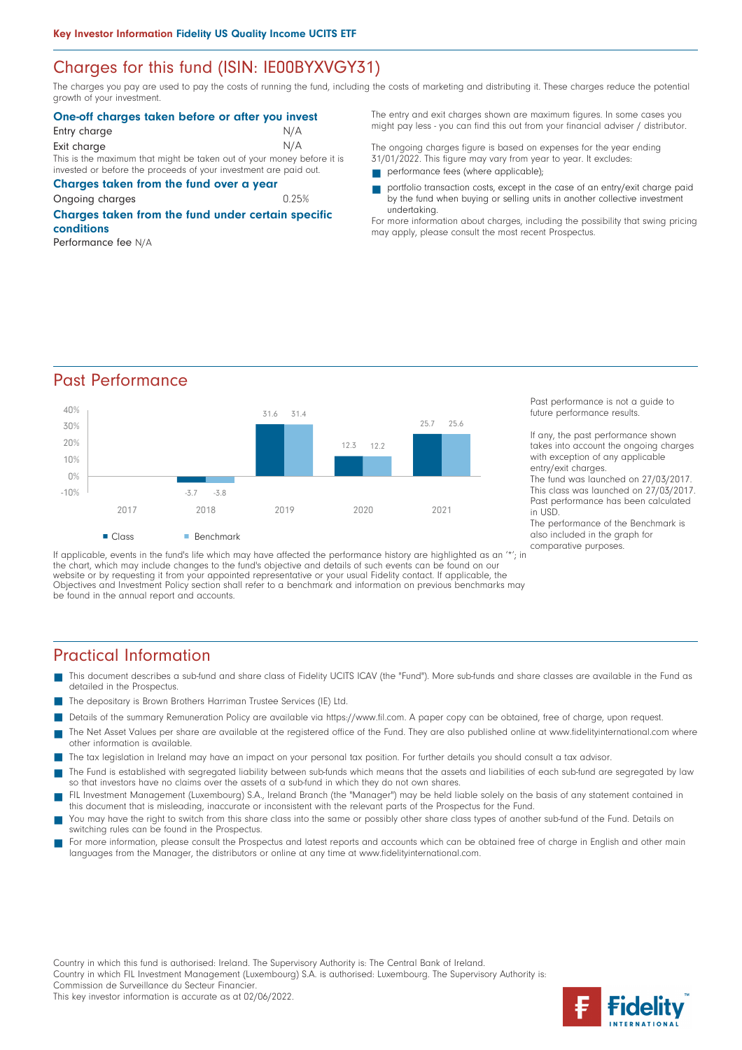Key Investor Information Fidelity US Quality Income UCITS ETF

## Charges for this fund (ISIN: IE00BYXVGY31)

The charges you pay are used to pay the costs of running the fund, including the costs of marketing and distributing it. These charges reduce the potential growth of your investment.

### One-off charges taken before or after you invest

| | |
|---|---|
| Entry charge | N/A |
| Exit charge | N/A |

This is the maximum that might be taken out of your money before it is invested or before the proceeds of your investment are paid out.

### Charges taken from the fund over a year

| | |
|---|---|
| Ongoing charges | 0.25% |

### Charges taken from the fund under specific conditions

Performance fee N/A

The entry and exit charges shown are maximum figures. In some cases you might pay less - you can find this out from your financial adviser / distributor.

The ongoing charges figure is based on expenses for the year ending 31/01/2022. This figure may vary from year to year. It excludes:

- performance fees (where applicable);
- portfolio transaction costs, except in the case of an entry/exit charge paid by the fund when buying or selling units in another collective investment undertaking.

For more information about charges, including the possibility that swing pricing may apply, please consult the most recent Prospectus.

## Past Performance

40%
30%
20%
10%
0%
-10%

2017
2018: -3.7 -3.8
2019: 31.6 31.4
2020: 12.3 12.2
2021: 25.7 25.6

Class
Benchmark

Past performance is not a guide to future performance results.

If any, the past performance shown takes into account the ongoing charges with exception of any applicable entry/exit charges.
The fund was launched on 27/03/2017.
This class was launched on 27/03/2017.
Past performance has been calculated in USD.
The performance of the Benchmark is also included in the graph for comparative purposes.

If applicable, events in the fund's life which may have affected the performance history are highlighted as an '*'; in the chart, which may include changes to the fund's objective and details of such events can be found on our website or by requesting it from your appointed representative or your usual Fidelity contact. If applicable, the Objectives and Investment Policy section shall refer to a benchmark and information on previous benchmarks may be found in the annual report and accounts.

## Practical Information

- This document describes a sub-fund and share class of Fidelity UCITS ICAV (the "Fund"). More sub-funds and share classes are available in the Fund as detailed in the Prospectus.
- The depositary is Brown Brothers Harriman Trustee Services (IE) Ltd.
- Details of the summary Remuneration Policy are available via https://www.fil.com. A paper copy can be obtained, free of charge, upon request.
- The Net Asset Values per share are available at the registered office of the Fund. They are also published online at www.fidelityinternational.com where other information is available.
- The tax legislation in Ireland may have an impact on your personal tax position. For further details you should consult a tax advisor.
- The Fund is established with segregated liability between sub-funds which means that the assets and liabilities of each sub-fund are segregated by law so that investors have no claims over the assets of a sub-fund in which they do not own shares.
- FIL Investment Management (Luxembourg) S.A., Ireland Branch (the "Manager") may be held liable solely on the basis of any statement contained in this document that is misleading, inaccurate or inconsistent with the relevant parts of the Prospectus for the Fund.
- You may have the right to switch from this share class into the same or possibly other share class types of another sub-fund of the Fund. Details on switching rules can be found in the Prospectus.
- For more information, please consult the Prospectus and latest reports and accounts which can be obtained free of charge in English and other main languages from the Manager, the distributors or online at any time at www.fidelityinternational.com.

Country in which this fund is authorised: Ireland. The Supervisory Authority is: The Central Bank of Ireland.
Country in which FIL Investment Management (Luxembourg) S.A. is authorised: Luxembourg. The Supervisory Authority is: Commission de Surveillance du Secteur Financier.
This key investor information is accurate as at 02/06/2022.